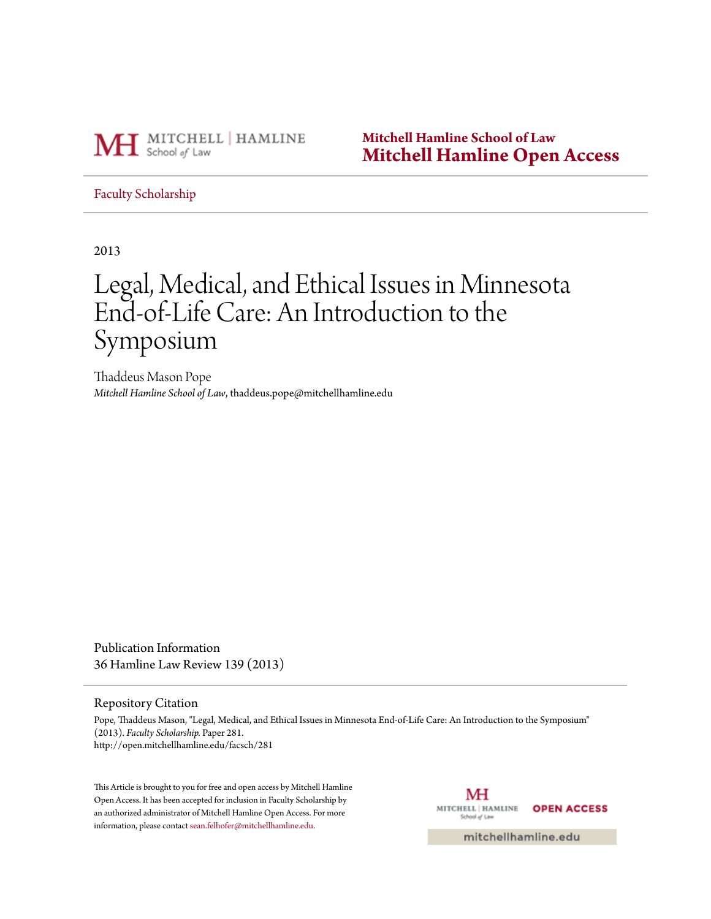Mitchell Hamline School of Law
**Mitchell Hamline Open Access**

Faculty Scholarship

2013

# Legal, Medical, and Ethical Issues in Minnesota End-of-Life Care: An Introduction to the Symposium

Thaddeus Mason Pope
*Mitchell Hamline School of Law*, thaddeus.pope@mitchellhamline.edu

Publication Information
36 Hamline Law Review 139 (2013)

Repository Citation
Pope, Thaddeus Mason, "Legal, Medical, and Ethical Issues in Minnesota End-of-Life Care: An Introduction to the Symposium" (2013). *Faculty Scholarship.* Paper 281.
http://open.mitchellhamline.edu/facsch/281

This Article is brought to you for free and open access by Mitchell Hamline Open Access. It has been accepted for inclusion in Faculty Scholarship by an authorized administrator of Mitchell Hamline Open Access. For more information, please contact sean.felhofer@mitchellhamline.edu.

mitchellhamline.edu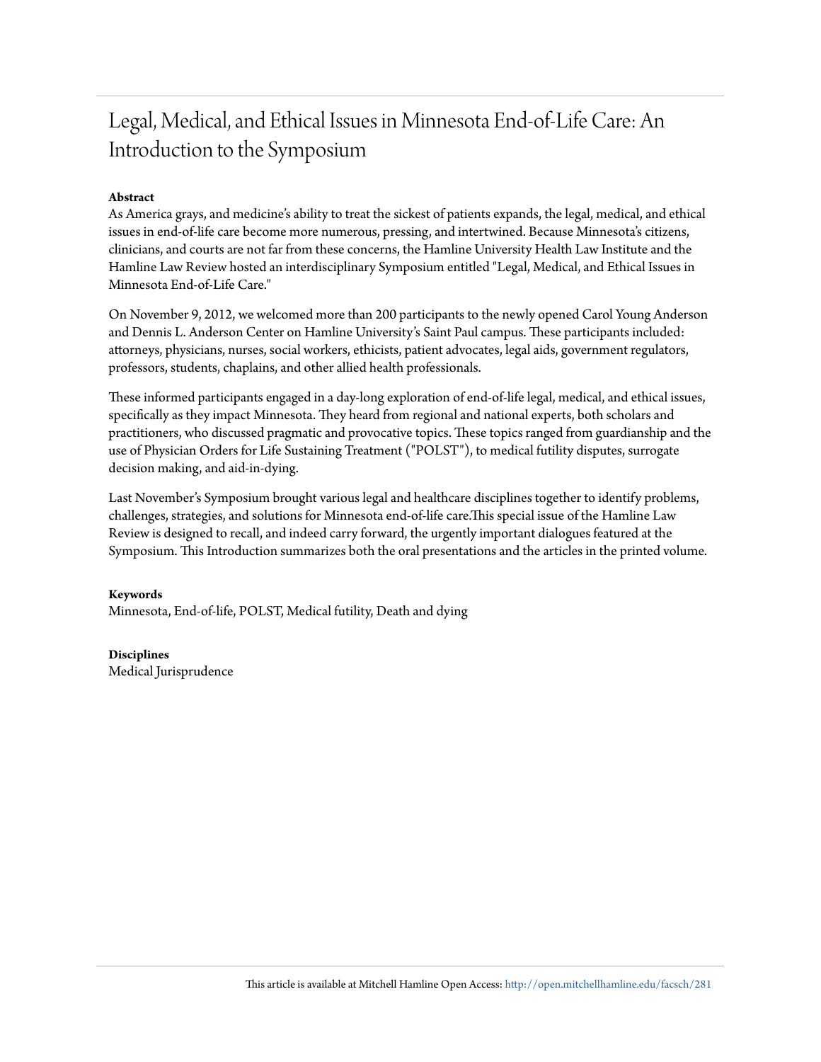# Legal, Medical, and Ethical Issues in Minnesota End-of-Life Care: An Introduction to the Symposium

**Abstract**

As America grays, and medicine's ability to treat the sickest of patients expands, the legal, medical, and ethical issues in end-of-life care become more numerous, pressing, and intertwined. Because Minnesota's citizens, clinicians, and courts are not far from these concerns, the Hamline University Health Law Institute and the Hamline Law Review hosted an interdisciplinary Symposium entitled "Legal, Medical, and Ethical Issues in Minnesota End-of-Life Care."

On November 9, 2012, we welcomed more than 200 participants to the newly opened Carol Young Anderson and Dennis L. Anderson Center on Hamline University's Saint Paul campus. These participants included: attorneys, physicians, nurses, social workers, ethicists, patient advocates, legal aids, government regulators, professors, students, chaplains, and other allied health professionals.

These informed participants engaged in a day-long exploration of end-of-life legal, medical, and ethical issues, specifically as they impact Minnesota. They heard from regional and national experts, both scholars and practitioners, who discussed pragmatic and provocative topics. These topics ranged from guardianship and the use of Physician Orders for Life Sustaining Treatment ("POLST"), to medical futility disputes, surrogate decision making, and aid-in-dying.

Last November's Symposium brought various legal and healthcare disciplines together to identify problems, challenges, strategies, and solutions for Minnesota end-of-life care.This special issue of the Hamline Law Review is designed to recall, and indeed carry forward, the urgently important dialogues featured at the Symposium. This Introduction summarizes both the oral presentations and the articles in the printed volume.

**Keywords**

Minnesota, End-of-life, POLST, Medical futility, Death and dying

**Disciplines**

Medical Jurisprudence

This article is available at Mitchell Hamline Open Access: http://open.mitchellhamline.edu/facsch/281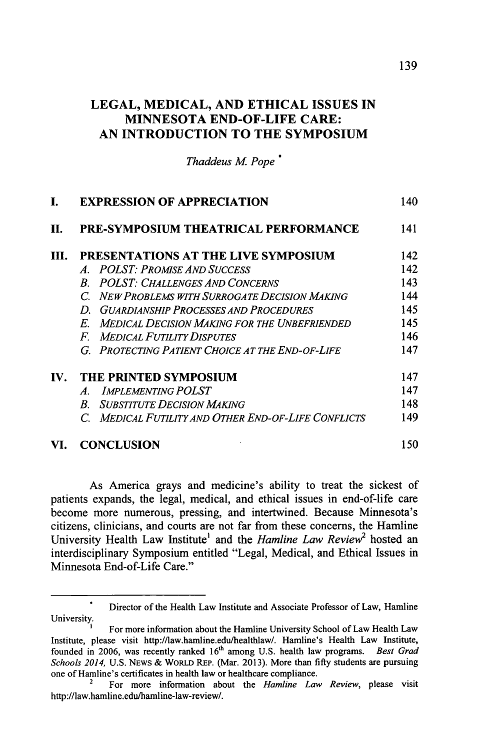# LEGAL, MEDICAL, AND ETHICAL ISSUES IN MINNESOTA END-OF-LIFE CARE: AN INTRODUCTION TO THE SYMPOSIUM

*Thaddeus M. Pope* *

| | | |
|---|---|---|
| **I.** | **EXPRESSION OF APPRECIATION** | 140 |
| **II.** | **PRE-SYMPOSIUM THEATRICAL PERFORMANCE** | 141 |
| **III.** | **PRESENTATIONS AT THE LIVE SYMPOSIUM** | 142 |
| | *A. POLST: PROMISE AND SUCCESS* | 142 |
| | *B. POLST: CHALLENGES AND CONCERNS* | 143 |
| | *C. NEW PROBLEMS WITH SURROGATE DECISION MAKING* | 144 |
| | *D. GUARDIANSHIP PROCESSES AND PROCEDURES* | 145 |
| | *E. MEDICAL DECISION MAKING FOR THE UNBEFRIENDED* | 145 |
| | *F. MEDICAL FUTILITY DISPUTES* | 146 |
| | *G. PROTECTING PATIENT CHOICE AT THE END-OF-LIFE* | 147 |
| **IV.** | **THE PRINTED SYMPOSIUM** | 147 |
| | *A. IMPLEMENTING POLST* | 147 |
| | *B. SUBSTITUTE DECISION MAKING* | 148 |
| | *C. MEDICAL FUTILITY AND OTHER END-OF-LIFE CONFLICTS* | 149 |
| **VI.** | **CONCLUSION** | 150 |

As America grays and medicine's ability to treat the sickest of patients expands, the legal, medical, and ethical issues in end-of-life care become more numerous, pressing, and intertwined. Because Minnesota's citizens, clinicians, and courts are not far from these concerns, the Hamline University Health Law Institute[1] and the *Hamline Law Review*[2] hosted an interdisciplinary Symposium entitled "Legal, Medical, and Ethical Issues in Minnesota End-of-Life Care."

---

\* Director of the Health Law Institute and Associate Professor of Law, Hamline University.

[1] For more information about the Hamline University School of Law Health Law Institute, please visit http://law.hamline.edu/healthlaw/. Hamline's Health Law Institute, founded in 2006, was recently ranked 16th among U.S. health law programs. *Best Grad Schools 2014*, U.S. NEWS & WORLD REP. (Mar. 2013). More than fifty students are pursuing one of Hamline's certificates in health law or healthcare compliance.

[2] For more information about the *Hamline Law Review*, please visit http://law.hamline.edu/hamline-law-review/.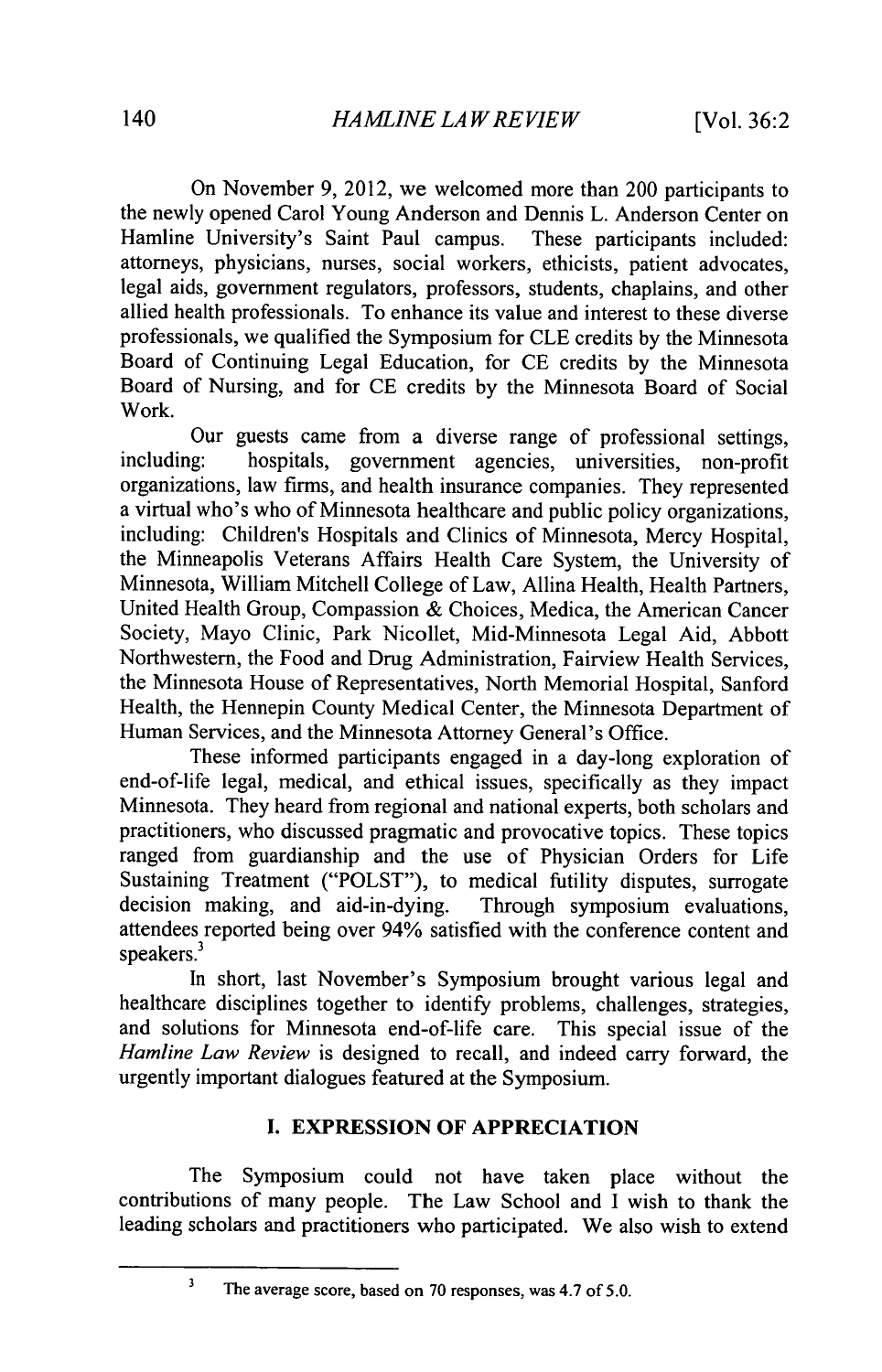On November 9, 2012, we welcomed more than 200 participants to the newly opened Carol Young Anderson and Dennis L. Anderson Center on Hamline University's Saint Paul campus. These participants included: attorneys, physicians, nurses, social workers, ethicists, patient advocates, legal aids, government regulators, professors, students, chaplains, and other allied health professionals. To enhance its value and interest to these diverse professionals, we qualified the Symposium for CLE credits by the Minnesota Board of Continuing Legal Education, for CE credits by the Minnesota Board of Nursing, and for CE credits by the Minnesota Board of Social Work.

Our guests came from a diverse range of professional settings, including: hospitals, government agencies, universities, non-profit organizations, law firms, and health insurance companies. They represented a virtual who's who of Minnesota healthcare and public policy organizations, including: Children's Hospitals and Clinics of Minnesota, Mercy Hospital, the Minneapolis Veterans Affairs Health Care System, the University of Minnesota, William Mitchell College of Law, Allina Health, Health Partners, United Health Group, Compassion & Choices, Medica, the American Cancer Society, Mayo Clinic, Park Nicollet, Mid-Minnesota Legal Aid, Abbott Northwestern, the Food and Drug Administration, Fairview Health Services, the Minnesota House of Representatives, North Memorial Hospital, Sanford Health, the Hennepin County Medical Center, the Minnesota Department of Human Services, and the Minnesota Attorney General's Office.

These informed participants engaged in a day-long exploration of end-of-life legal, medical, and ethical issues, specifically as they impact Minnesota. They heard from regional and national experts, both scholars and practitioners, who discussed pragmatic and provocative topics. These topics ranged from guardianship and the use of Physician Orders for Life Sustaining Treatment ("POLST"), to medical futility disputes, surrogate decision making, and aid-in-dying. Through symposium evaluations, attendees reported being over 94% satisfied with the conference content and speakers.[3]

In short, last November's Symposium brought various legal and healthcare disciplines together to identify problems, challenges, strategies, and solutions for Minnesota end-of-life care. This special issue of the *Hamline Law Review* is designed to recall, and indeed carry forward, the urgently important dialogues featured at the Symposium.

## I. EXPRESSION OF APPRECIATION

The Symposium could not have taken place without the contributions of many people. The Law School and I wish to thank the leading scholars and practitioners who participated. We also wish to extend

---

[3] The average score, based on 70 responses, was 4.7 of 5.0.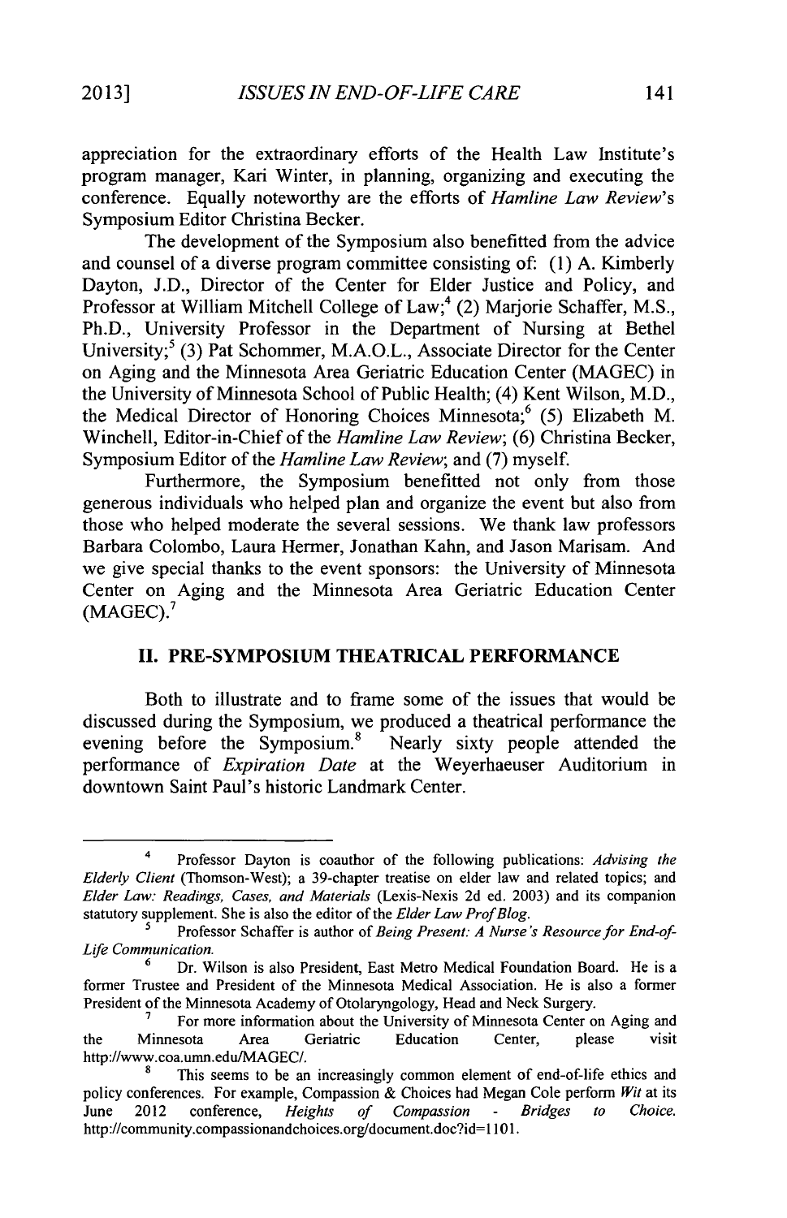appreciation for the extraordinary efforts of the Health Law Institute's program manager, Kari Winter, in planning, organizing and executing the conference. Equally noteworthy are the efforts of *Hamline Law Review*'s Symposium Editor Christina Becker.

The development of the Symposium also benefitted from the advice and counsel of a diverse program committee consisting of: (1) A. Kimberly Dayton, J.D., Director of the Center for Elder Justice and Policy, and Professor at William Mitchell College of Law;[4] (2) Marjorie Schaffer, M.S., Ph.D., University Professor in the Department of Nursing at Bethel University;[5] (3) Pat Schommer, M.A.O.L., Associate Director for the Center on Aging and the Minnesota Area Geriatric Education Center (MAGEC) in the University of Minnesota School of Public Health; (4) Kent Wilson, M.D., the Medical Director of Honoring Choices Minnesota;[6] (5) Elizabeth M. Winchell, Editor-in-Chief of the *Hamline Law Review*; (6) Christina Becker, Symposium Editor of the *Hamline Law Review*; and (7) myself.

Furthermore, the Symposium benefitted not only from those generous individuals who helped plan and organize the event but also from those who helped moderate the several sessions. We thank law professors Barbara Colombo, Laura Hermer, Jonathan Kahn, and Jason Marisam. And we give special thanks to the event sponsors: the University of Minnesota Center on Aging and the Minnesota Area Geriatric Education Center (MAGEC).[7]

## II. PRE-SYMPOSIUM THEATRICAL PERFORMANCE

Both to illustrate and to frame some of the issues that would be discussed during the Symposium, we produced a theatrical performance the evening before the Symposium.[8] Nearly sixty people attended the performance of *Expiration Date* at the Weyerhaeuser Auditorium in downtown Saint Paul's historic Landmark Center.

---

[4] Professor Dayton is coauthor of the following publications: *Advising the Elderly Client* (Thomson-West); a 39-chapter treatise on elder law and related topics; and *Elder Law: Readings, Cases, and Materials* (Lexis-Nexis 2d ed. 2003) and its companion statutory supplement. She is also the editor of the *Elder Law Prof Blog*.

[5] Professor Schaffer is author of *Being Present: A Nurse's Resource for End-of-Life Communication*.

[6] Dr. Wilson is also President, East Metro Medical Foundation Board. He is a former Trustee and President of the Minnesota Medical Association. He is also a former President of the Minnesota Academy of Otolaryngology, Head and Neck Surgery.

[7] For more information about the University of Minnesota Center on Aging and the Minnesota Area Geriatric Education Center, please visit http://www.coa.umn.edu/MAGEC/.

[8] This seems to be an increasingly common element of end-of-life ethics and policy conferences. For example, Compassion & Choices had Megan Cole perform *Wit* at its June 2012 conference, *Heights of Compassion - Bridges to Choice*. http://community.compassionandchoices.org/document.doc?id=1101.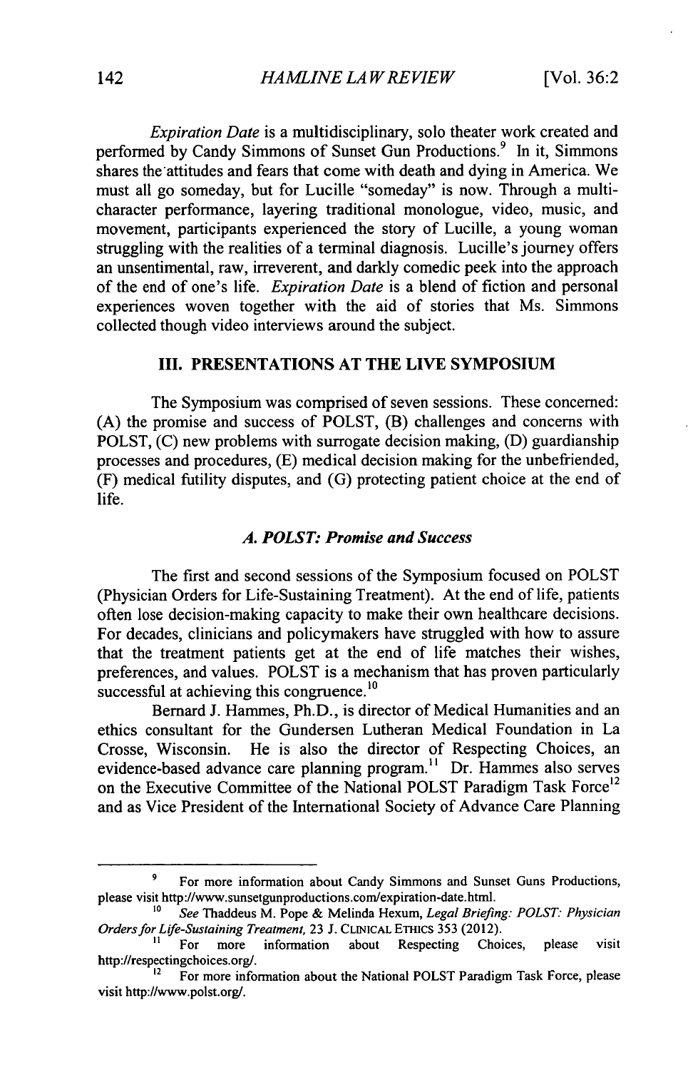*Expiration Date* is a multidisciplinary, solo theater work created and performed by Candy Simmons of Sunset Gun Productions.[9] In it, Simmons shares the attitudes and fears that come with death and dying in America. We must all go someday, but for Lucille "someday" is now. Through a multi-character performance, layering traditional monologue, video, music, and movement, participants experienced the story of Lucille, a young woman struggling with the realities of a terminal diagnosis. Lucille's journey offers an unsentimental, raw, irreverent, and darkly comedic peek into the approach of the end of one's life. *Expiration Date* is a blend of fiction and personal experiences woven together with the aid of stories that Ms. Simmons collected though video interviews around the subject.

## III. PRESENTATIONS AT THE LIVE SYMPOSIUM

The Symposium was comprised of seven sessions. These concerned: (A) the promise and success of POLST, (B) challenges and concerns with POLST, (C) new problems with surrogate decision making, (D) guardianship processes and procedures, (E) medical decision making for the unbefriended, (F) medical futility disputes, and (G) protecting patient choice at the end of life.

### *A. POLST: Promise and Success*

The first and second sessions of the Symposium focused on POLST (Physician Orders for Life-Sustaining Treatment). At the end of life, patients often lose decision-making capacity to make their own healthcare decisions. For decades, clinicians and policymakers have struggled with how to assure that the treatment patients get at the end of life matches their wishes, preferences, and values. POLST is a mechanism that has proven particularly successful at achieving this congruence.[10]

Bernard J. Hammes, Ph.D., is director of Medical Humanities and an ethics consultant for the Gundersen Lutheran Medical Foundation in La Crosse, Wisconsin. He is also the director of Respecting Choices, an evidence-based advance care planning program.[11] Dr. Hammes also serves on the Executive Committee of the National POLST Paradigm Task Force[12] and as Vice President of the International Society of Advance Care Planning

---

[9] For more information about Candy Simmons and Sunset Guns Productions, please visit http://www.sunsetgunproductions.com/expiration-date.html.

[10] *See* Thaddeus M. Pope & Melinda Hexum, *Legal Briefing: POLST: Physician Orders for Life-Sustaining Treatment*, 23 J. CLINICAL ETHICS 353 (2012).

[11] For more information about Respecting Choices, please visit http://respectingchoices.org/.

[12] For more information about the National POLST Paradigm Task Force, please visit http://www.polst.org/.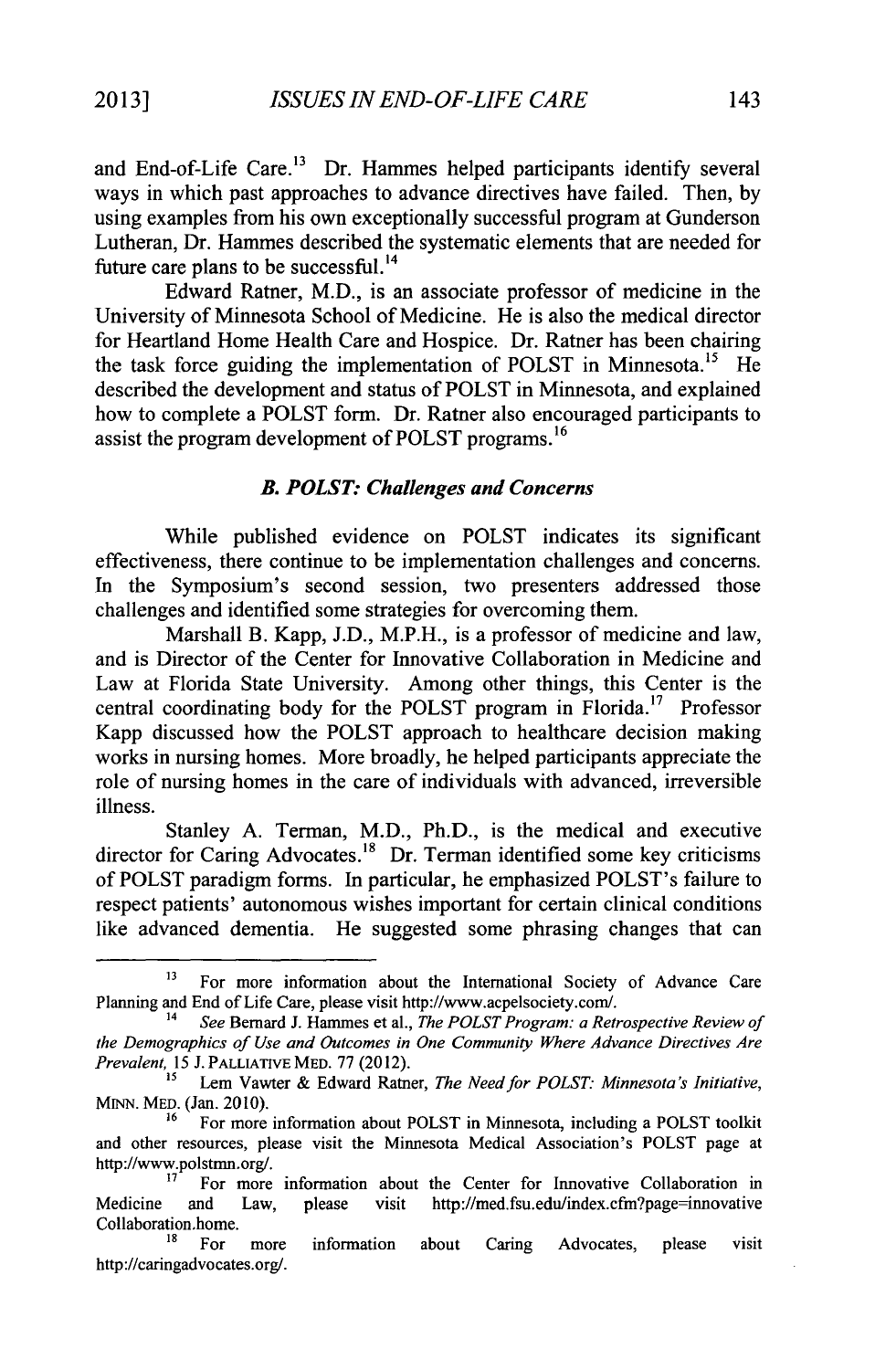and End-of-Life Care.[13] Dr. Hammes helped participants identify several ways in which past approaches to advance directives have failed. Then, by using examples from his own exceptionally successful program at Gunderson Lutheran, Dr. Hammes described the systematic elements that are needed for future care plans to be successful.[14]

Edward Ratner, M.D., is an associate professor of medicine in the University of Minnesota School of Medicine. He is also the medical director for Heartland Home Health Care and Hospice. Dr. Ratner has been chairing the task force guiding the implementation of POLST in Minnesota.[15] He described the development and status of POLST in Minnesota, and explained how to complete a POLST form. Dr. Ratner also encouraged participants to assist the program development of POLST programs.[16]

### *B. POLST: Challenges and Concerns*

While published evidence on POLST indicates its significant effectiveness, there continue to be implementation challenges and concerns. In the Symposium's second session, two presenters addressed those challenges and identified some strategies for overcoming them.

Marshall B. Kapp, J.D., M.P.H., is a professor of medicine and law, and is Director of the Center for Innovative Collaboration in Medicine and Law at Florida State University. Among other things, this Center is the central coordinating body for the POLST program in Florida.[17] Professor Kapp discussed how the POLST approach to healthcare decision making works in nursing homes. More broadly, he helped participants appreciate the role of nursing homes in the care of individuals with advanced, irreversible illness.

Stanley A. Terman, M.D., Ph.D., is the medical and executive director for Caring Advocates.[18] Dr. Terman identified some key criticisms of POLST paradigm forms. In particular, he emphasized POLST's failure to respect patients' autonomous wishes important for certain clinical conditions like advanced dementia. He suggested some phrasing changes that can

---

[13] For more information about the International Society of Advance Care Planning and End of Life Care, please visit http://www.acpelsociety.com/.

[14] *See* Bernard J. Hammes et al., *The POLST Program: a Retrospective Review of the Demographics of Use and Outcomes in One Community Where Advance Directives Are Prevalent*, 15 J. PALLIATIVE MED. 77 (2012).

[15] Lem Vawter & Edward Ratner, *The Need for POLST: Minnesota's Initiative*, MINN. MED. (Jan. 2010).

[16] For more information about POLST in Minnesota, including a POLST toolkit and other resources, please visit the Minnesota Medical Association's POLST page at http://www.polstmn.org/.

[17] For more information about the Center for Innovative Collaboration in Medicine and Law, please visit http://med.fsu.edu/index.cfm?page=innovativeCollaboration.home.

[18] For more information about Caring Advocates, please visit http://caringadvocates.org/.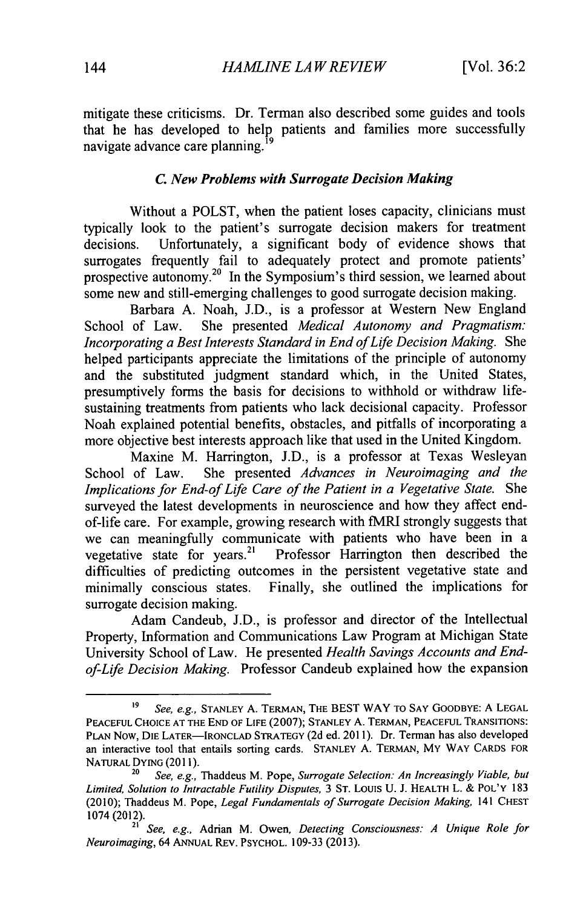mitigate these criticisms. Dr. Terman also described some guides and tools that he has developed to help patients and families more successfully navigate advance care planning.[19]

### *C. New Problems with Surrogate Decision Making*

Without a POLST, when the patient loses capacity, clinicians must typically look to the patient's surrogate decision makers for treatment decisions. Unfortunately, a significant body of evidence shows that surrogates frequently fail to adequately protect and promote patients' prospective autonomy.[20] In the Symposium's third session, we learned about some new and still-emerging challenges to good surrogate decision making.

Barbara A. Noah, J.D., is a professor at Western New England School of Law. She presented *Medical Autonomy and Pragmatism: Incorporating a Best Interests Standard in End of Life Decision Making.* She helped participants appreciate the limitations of the principle of autonomy and the substituted judgment standard which, in the United States, presumptively forms the basis for decisions to withhold or withdraw life-sustaining treatments from patients who lack decisional capacity. Professor Noah explained potential benefits, obstacles, and pitfalls of incorporating a more objective best interests approach like that used in the United Kingdom.

Maxine M. Harrington, J.D., is a professor at Texas Wesleyan School of Law. She presented *Advances in Neuroimaging and the Implications for End-of Life Care of the Patient in a Vegetative State.* She surveyed the latest developments in neuroscience and how they affect end-of-life care. For example, growing research with fMRI strongly suggests that we can meaningfully communicate with patients who have been in a vegetative state for years.[21] Professor Harrington then described the difficulties of predicting outcomes in the persistent vegetative state and minimally conscious states. Finally, she outlined the implications for surrogate decision making.

Adam Candeub, J.D., is professor and director of the Intellectual Property, Information and Communications Law Program at Michigan State University School of Law. He presented *Health Savings Accounts and End-of-Life Decision Making.* Professor Candeub explained how the expansion

---

[19] *See, e.g.*, STANLEY A. TERMAN, THE BEST WAY TO SAY GOODBYE: A LEGAL PEACEFUL CHOICE AT THE END OF LIFE (2007); STANLEY A. TERMAN, PEACEFUL TRANSITIONS: PLAN NOW, DIE LATER—IRONCLAD STRATEGY (2d ed. 2011). Dr. Terman has also developed an interactive tool that entails sorting cards. STANLEY A. TERMAN, MY WAY CARDS FOR NATURAL DYING (2011).

[20] *See, e.g.*, Thaddeus M. Pope, *Surrogate Selection: An Increasingly Viable, but Limited, Solution to Intractable Futility Disputes*, 3 ST. LOUIS U. J. HEALTH L. & POL'Y 183 (2010); Thaddeus M. Pope, *Legal Fundamentals of Surrogate Decision Making*, 141 CHEST 1074 (2012).

[21] *See, e.g.*, Adrian M. Owen, *Detecting Consciousness: A Unique Role for Neuroimaging*, 64 ANNUAL REV. PSYCHOL. 109-33 (2013).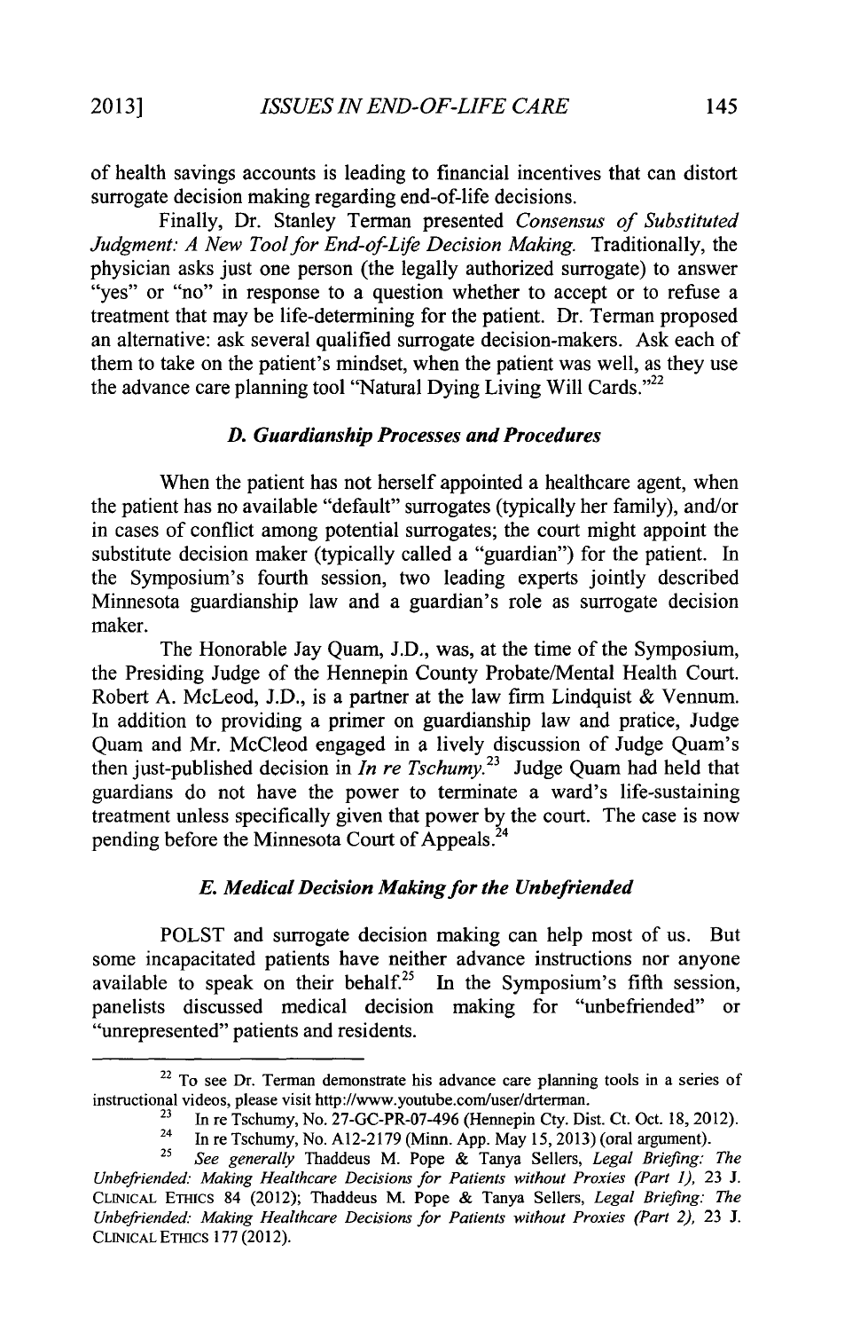of health savings accounts is leading to financial incentives that can distort surrogate decision making regarding end-of-life decisions.

Finally, Dr. Stanley Terman presented *Consensus of Substituted Judgment: A New Tool for End-of-Life Decision Making.* Traditionally, the physician asks just one person (the legally authorized surrogate) to answer "yes" or "no" in response to a question whether to accept or to refuse a treatment that may be life-determining for the patient. Dr. Terman proposed an alternative: ask several qualified surrogate decision-makers. Ask each of them to take on the patient's mindset, when the patient was well, as they use the advance care planning tool "Natural Dying Living Will Cards."[22]

### *D. Guardianship Processes and Procedures*

When the patient has not herself appointed a healthcare agent, when the patient has no available "default" surrogates (typically her family), and/or in cases of conflict among potential surrogates; the court might appoint the substitute decision maker (typically called a "guardian") for the patient. In the Symposium's fourth session, two leading experts jointly described Minnesota guardianship law and a guardian's role as surrogate decision maker.

The Honorable Jay Quam, J.D., was, at the time of the Symposium, the Presiding Judge of the Hennepin County Probate/Mental Health Court. Robert A. McLeod, J.D., is a partner at the law firm Lindquist & Vennum. In addition to providing a primer on guardianship law and pratice, Judge Quam and Mr. McCleod engaged in a lively discussion of Judge Quam's then just-published decision in *In re Tschumy.*[23] Judge Quam had held that guardians do not have the power to terminate a ward's life-sustaining treatment unless specifically given that power by the court. The case is now pending before the Minnesota Court of Appeals.[24]

### *E. Medical Decision Making for the Unbefriended*

POLST and surrogate decision making can help most of us. But some incapacitated patients have neither advance instructions nor anyone available to speak on their behalf.[25] In the Symposium's fifth session, panelists discussed medical decision making for "unbefriended" or "unrepresented" patients and residents.

---

[22] To see Dr. Terman demonstrate his advance care planning tools in a series of instructional videos, please visit http://www.youtube.com/user/drterman.

[23] In re Tschumy, No. 27-GC-PR-07-496 (Hennepin Cty. Dist. Ct. Oct. 18, 2012).

[24] In re Tschumy, No. A12-2179 (Minn. App. May 15, 2013) (oral argument).

[25] *See generally* Thaddeus M. Pope & Tanya Sellers, *Legal Briefing: The Unbefriended: Making Healthcare Decisions for Patients without Proxies (Part 1),* 23 J. CLINICAL ETHICS 84 (2012); Thaddeus M. Pope & Tanya Sellers, *Legal Briefing: The Unbefriended: Making Healthcare Decisions for Patients without Proxies (Part 2),* 23 J. CLINICAL ETHICS 177 (2012).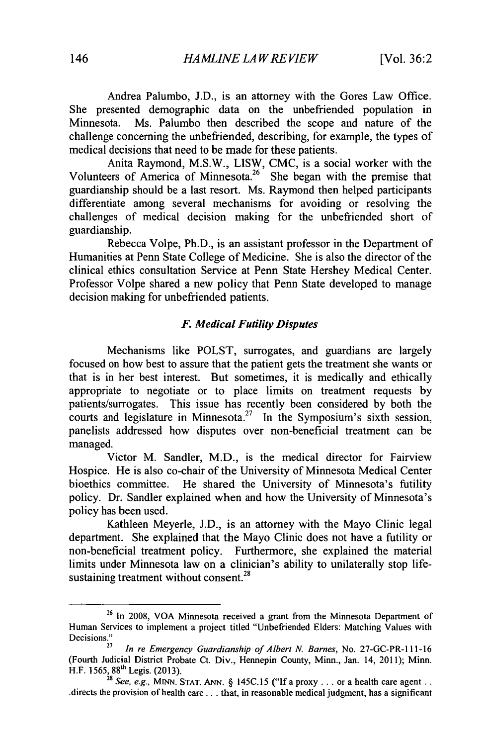Andrea Palumbo, J.D., is an attorney with the Gores Law Office. She presented demographic data on the unbefriended population in Minnesota. Ms. Palumbo then described the scope and nature of the challenge concerning the unbefriended, describing, for example, the types of medical decisions that need to be made for these patients.

Anita Raymond, M.S.W., LISW, CMC, is a social worker with the Volunteers of America of Minnesota.[26] She began with the premise that guardianship should be a last resort. Ms. Raymond then helped participants differentiate among several mechanisms for avoiding or resolving the challenges of medical decision making for the unbefriended short of guardianship.

Rebecca Volpe, Ph.D., is an assistant professor in the Department of Humanities at Penn State College of Medicine. She is also the director of the clinical ethics consultation Service at Penn State Hershey Medical Center. Professor Volpe shared a new policy that Penn State developed to manage decision making for unbefriended patients.

### *F. Medical Futility Disputes*

Mechanisms like POLST, surrogates, and guardians are largely focused on how best to assure that the patient gets the treatment she wants or that is in her best interest. But sometimes, it is medically and ethically appropriate to negotiate or to place limits on treatment requests by patients/surrogates. This issue has recently been considered by both the courts and legislature in Minnesota.[27] In the Symposium's sixth session, panelists addressed how disputes over non-beneficial treatment can be managed.

Victor M. Sandler, M.D., is the medical director for Fairview Hospice. He is also co-chair of the University of Minnesota Medical Center bioethics committee. He shared the University of Minnesota's futility policy. Dr. Sandler explained when and how the University of Minnesota's policy has been used.

Kathleen Meyerle, J.D., is an attorney with the Mayo Clinic legal department. She explained that the Mayo Clinic does not have a futility or non-beneficial treatment policy. Furthermore, she explained the material limits under Minnesota law on a clinician's ability to unilaterally stop life-sustaining treatment without consent.[28]

---

[26] In 2008, VOA Minnesota received a grant from the Minnesota Department of Human Services to implement a project titled "Unbefriended Elders: Matching Values with Decisions."

[27] *In re Emergency Guardianship of Albert N. Barnes*, No. 27-GC-PR-111-16 (Fourth Judicial District Probate Ct. Div., Hennepin County, Minn., Jan. 14, 2011); Minn. H.F. 1565, 88th Legis. (2013).

[28] *See, e.g.*, MINN. STAT. ANN. § 145C.15 ("If a proxy . . . or a health care agent . . .directs the provision of health care . . . that, in reasonable medical judgment, has a significant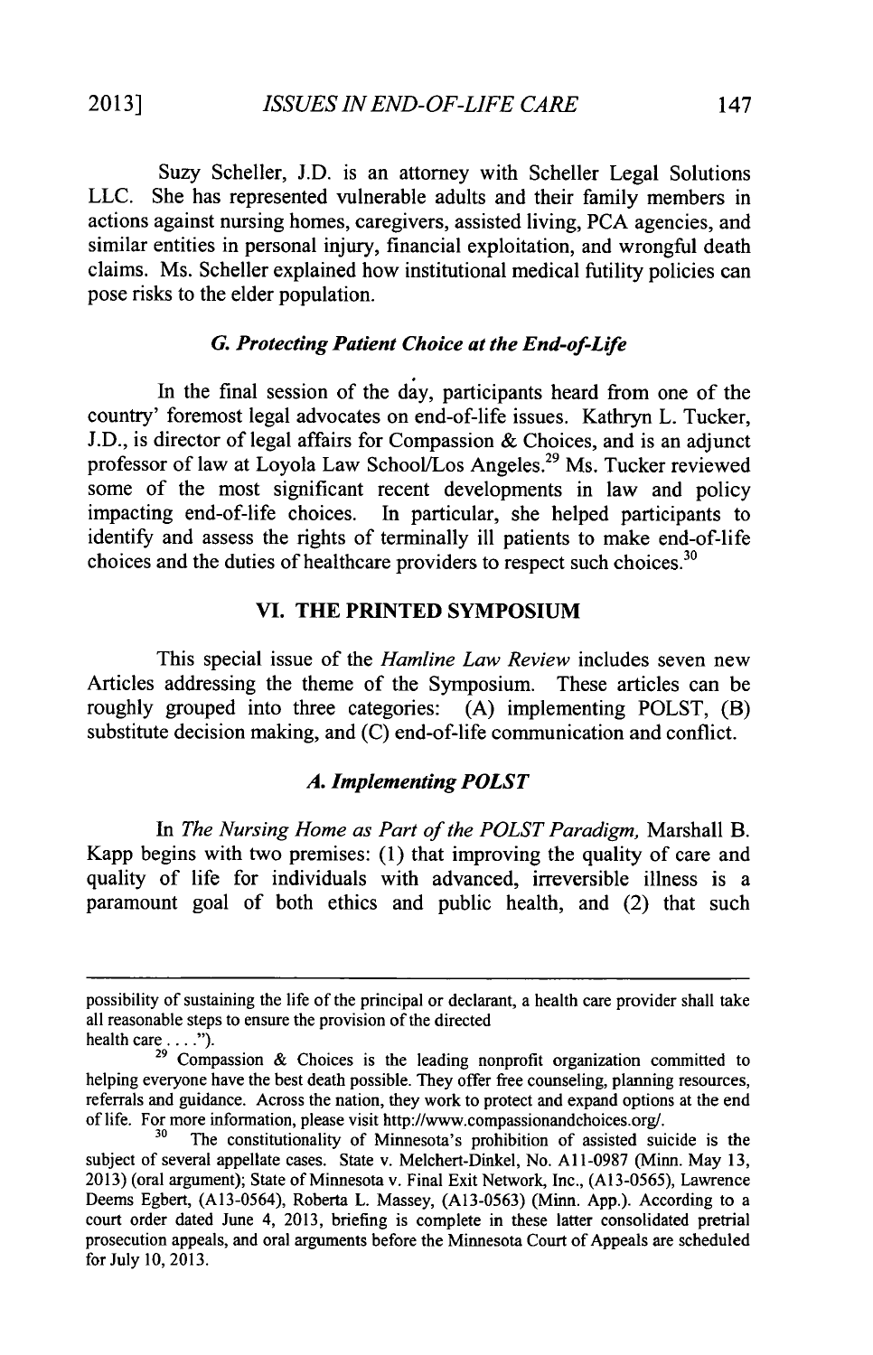Suzy Scheller, J.D. is an attorney with Scheller Legal Solutions LLC. She has represented vulnerable adults and their family members in actions against nursing homes, caregivers, assisted living, PCA agencies, and similar entities in personal injury, financial exploitation, and wrongful death claims. Ms. Scheller explained how institutional medical futility policies can pose risks to the elder population.

### *G. Protecting Patient Choice at the End-of-Life*

In the final session of the day, participants heard from one of the country' foremost legal advocates on end-of-life issues. Kathryn L. Tucker, J.D., is director of legal affairs for Compassion & Choices, and is an adjunct professor of law at Loyola Law School/Los Angeles.[29] Ms. Tucker reviewed some of the most significant recent developments in law and policy impacting end-of-life choices. In particular, she helped participants to identify and assess the rights of terminally ill patients to make end-of-life choices and the duties of healthcare providers to respect such choices.[30]

## VI. THE PRINTED SYMPOSIUM

This special issue of the *Hamline Law Review* includes seven new Articles addressing the theme of the Symposium. These articles can be roughly grouped into three categories: (A) implementing POLST, (B) substitute decision making, and (C) end-of-life communication and conflict.

### *A. Implementing POLST*

In *The Nursing Home as Part of the POLST Paradigm,* Marshall B. Kapp begins with two premises: (1) that improving the quality of care and quality of life for individuals with advanced, irreversible illness is a paramount goal of both ethics and public health, and (2) that such

---

possibility of sustaining the life of the principal or declarant, a health care provider shall take all reasonable steps to ensure the provision of the directed health care . . . .").

[29] Compassion & Choices is the leading nonprofit organization committed to helping everyone have the best death possible. They offer free counseling, planning resources, referrals and guidance. Across the nation, they work to protect and expand options at the end of life. For more information, please visit http://www.compassionandchoices.org/.

[30] The constitutionality of Minnesota's prohibition of assisted suicide is the subject of several appellate cases. State v. Melchert-Dinkel, No. A11-0987 (Minn. May 13, 2013) (oral argument); State of Minnesota v. Final Exit Network, Inc., (A13-0565), Lawrence Deems Egbert, (A13-0564), Roberta L. Massey, (A13-0563) (Minn. App.). According to a court order dated June 4, 2013, briefing is complete in these latter consolidated pretrial prosecution appeals, and oral arguments before the Minnesota Court of Appeals are scheduled for July 10, 2013.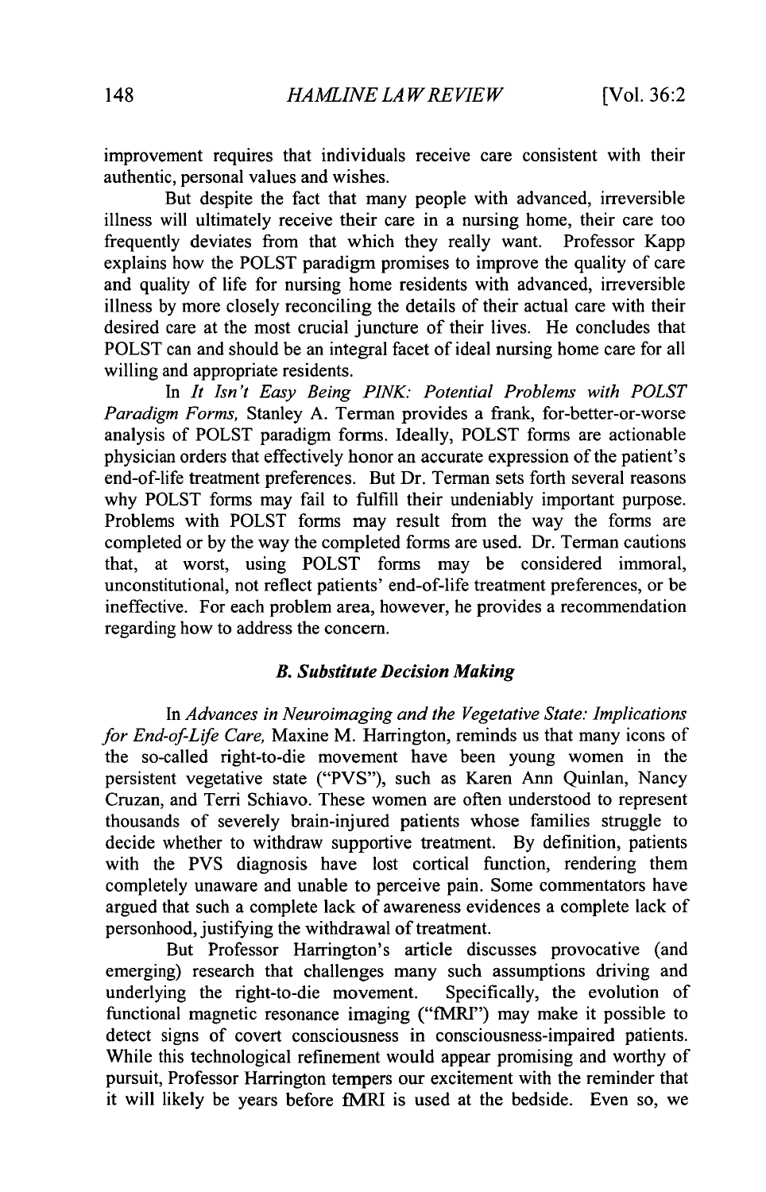improvement requires that individuals receive care consistent with their authentic, personal values and wishes.

But despite the fact that many people with advanced, irreversible illness will ultimately receive their care in a nursing home, their care too frequently deviates from that which they really want. Professor Kapp explains how the POLST paradigm promises to improve the quality of care and quality of life for nursing home residents with advanced, irreversible illness by more closely reconciling the details of their actual care with their desired care at the most crucial juncture of their lives. He concludes that POLST can and should be an integral facet of ideal nursing home care for all willing and appropriate residents.

In *It Isn't Easy Being PINK: Potential Problems with POLST Paradigm Forms,* Stanley A. Terman provides a frank, for-better-or-worse analysis of POLST paradigm forms. Ideally, POLST forms are actionable physician orders that effectively honor an accurate expression of the patient's end-of-life treatment preferences. But Dr. Terman sets forth several reasons why POLST forms may fail to fulfill their undeniably important purpose. Problems with POLST forms may result from the way the forms are completed or by the way the completed forms are used. Dr. Terman cautions that, at worst, using POLST forms may be considered immoral, unconstitutional, not reflect patients' end-of-life treatment preferences, or be ineffective. For each problem area, however, he provides a recommendation regarding how to address the concern.

### *B. Substitute Decision Making*

In *Advances in Neuroimaging and the Vegetative State: Implications for End-of-Life Care,* Maxine M. Harrington, reminds us that many icons of the so-called right-to-die movement have been young women in the persistent vegetative state ("PVS"), such as Karen Ann Quinlan, Nancy Cruzan, and Terri Schiavo. These women are often understood to represent thousands of severely brain-injured patients whose families struggle to decide whether to withdraw supportive treatment. By definition, patients with the PVS diagnosis have lost cortical function, rendering them completely unaware and unable to perceive pain. Some commentators have argued that such a complete lack of awareness evidences a complete lack of personhood, justifying the withdrawal of treatment.

But Professor Harrington's article discusses provocative (and emerging) research that challenges many such assumptions driving and underlying the right-to-die movement. Specifically, the evolution of functional magnetic resonance imaging ("fMRI") may make it possible to detect signs of covert consciousness in consciousness-impaired patients. While this technological refinement would appear promising and worthy of pursuit, Professor Harrington tempers our excitement with the reminder that it will likely be years before fMRI is used at the bedside. Even so, we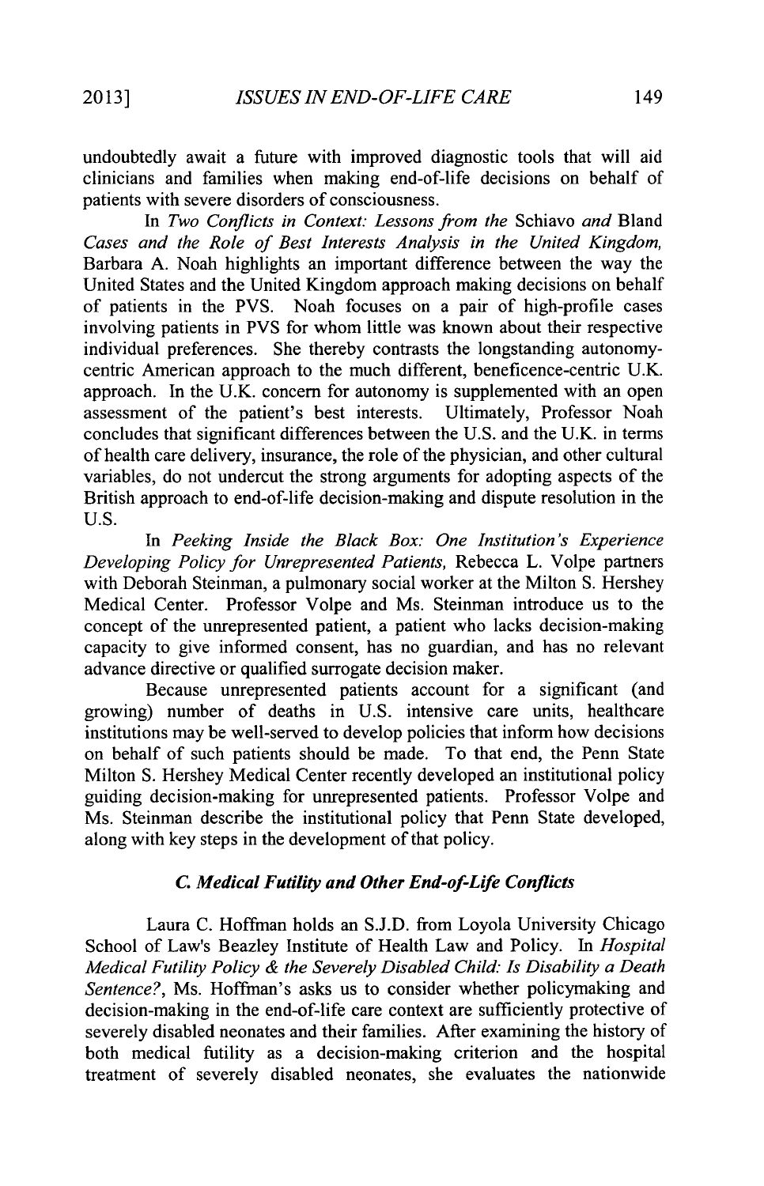undoubtedly await a future with improved diagnostic tools that will aid clinicians and families when making end-of-life decisions on behalf of patients with severe disorders of consciousness.

In *Two Conflicts in Context: Lessons from the* Schiavo *and* Bland *Cases and the Role of Best Interests Analysis in the United Kingdom,* Barbara A. Noah highlights an important difference between the way the United States and the United Kingdom approach making decisions on behalf of patients in the PVS. Noah focuses on a pair of high-profile cases involving patients in PVS for whom little was known about their respective individual preferences. She thereby contrasts the longstanding autonomy-centric American approach to the much different, beneficence-centric U.K. approach. In the U.K. concern for autonomy is supplemented with an open assessment of the patient's best interests. Ultimately, Professor Noah concludes that significant differences between the U.S. and the U.K. in terms of health care delivery, insurance, the role of the physician, and other cultural variables, do not undercut the strong arguments for adopting aspects of the British approach to end-of-life decision-making and dispute resolution in the U.S.

In *Peeking Inside the Black Box: One Institution's Experience Developing Policy for Unrepresented Patients,* Rebecca L. Volpe partners with Deborah Steinman, a pulmonary social worker at the Milton S. Hershey Medical Center. Professor Volpe and Ms. Steinman introduce us to the concept of the unrepresented patient, a patient who lacks decision-making capacity to give informed consent, has no guardian, and has no relevant advance directive or qualified surrogate decision maker.

Because unrepresented patients account for a significant (and growing) number of deaths in U.S. intensive care units, healthcare institutions may be well-served to develop policies that inform how decisions on behalf of such patients should be made. To that end, the Penn State Milton S. Hershey Medical Center recently developed an institutional policy guiding decision-making for unrepresented patients. Professor Volpe and Ms. Steinman describe the institutional policy that Penn State developed, along with key steps in the development of that policy.

### *C. Medical Futility and Other End-of-Life Conflicts*

Laura C. Hoffman holds an S.J.D. from Loyola University Chicago School of Law's Beazley Institute of Health Law and Policy. In *Hospital Medical Futility Policy & the Severely Disabled Child: Is Disability a Death Sentence?*, Ms. Hoffman's asks us to consider whether policymaking and decision-making in the end-of-life care context are sufficiently protective of severely disabled neonates and their families. After examining the history of both medical futility as a decision-making criterion and the hospital treatment of severely disabled neonates, she evaluates the nationwide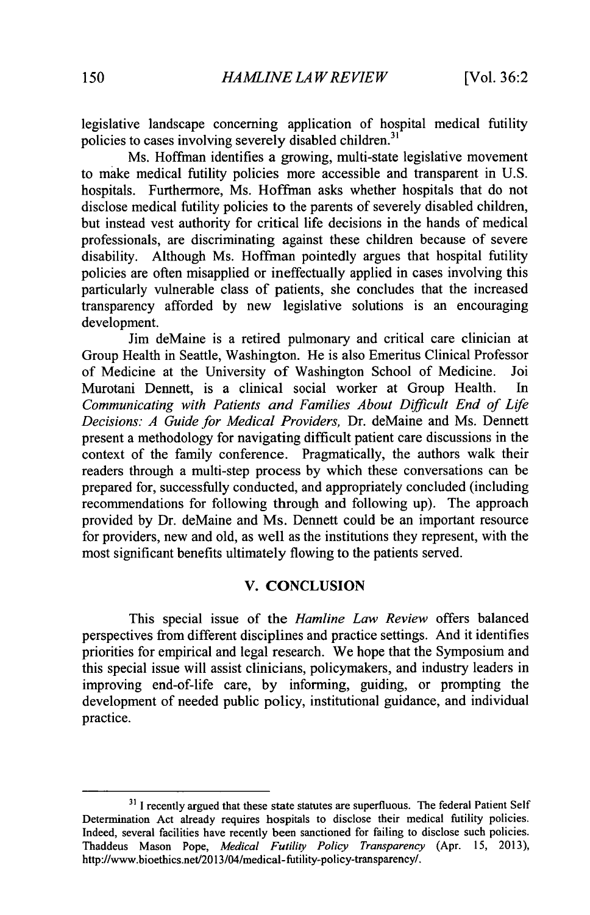legislative landscape concerning application of hospital medical futility policies to cases involving severely disabled children.[31]

Ms. Hoffman identifies a growing, multi-state legislative movement to make medical futility policies more accessible and transparent in U.S. hospitals. Furthermore, Ms. Hoffman asks whether hospitals that do not disclose medical futility policies to the parents of severely disabled children, but instead vest authority for critical life decisions in the hands of medical professionals, are discriminating against these children because of severe disability. Although Ms. Hoffman pointedly argues that hospital futility policies are often misapplied or ineffectually applied in cases involving this particularly vulnerable class of patients, she concludes that the increased transparency afforded by new legislative solutions is an encouraging development.

Jim deMaine is a retired pulmonary and critical care clinician at Group Health in Seattle, Washington. He is also Emeritus Clinical Professor of Medicine at the University of Washington School of Medicine. Joi Murotani Dennett, is a clinical social worker at Group Health. In *Communicating with Patients and Families About Difficult End of Life Decisions: A Guide for Medical Providers,* Dr. deMaine and Ms. Dennett present a methodology for navigating difficult patient care discussions in the context of the family conference. Pragmatically, the authors walk their readers through a multi-step process by which these conversations can be prepared for, successfully conducted, and appropriately concluded (including recommendations for following through and following up). The approach provided by Dr. deMaine and Ms. Dennett could be an important resource for providers, new and old, as well as the institutions they represent, with the most significant benefits ultimately flowing to the patients served.

## V. CONCLUSION

This special issue of the *Hamline Law Review* offers balanced perspectives from different disciplines and practice settings. And it identifies priorities for empirical and legal research. We hope that the Symposium and this special issue will assist clinicians, policymakers, and industry leaders in improving end-of-life care, by informing, guiding, or prompting the development of needed public policy, institutional guidance, and individual practice.

---

[31] I recently argued that these state statutes are superfluous. The federal Patient Self Determination Act already requires hospitals to disclose their medical futility policies. Indeed, several facilities have recently been sanctioned for failing to disclose such policies. Thaddeus Mason Pope, *Medical Futility Policy Transparency* (Apr. 15, 2013), http://www.bioethics.net/2013/04/medical-futility-policy-transparency/.